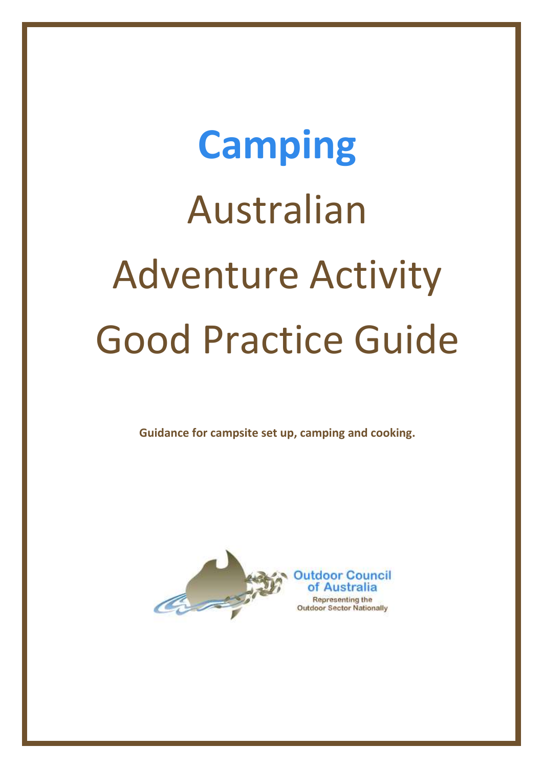# Camping

# Australian Adventure Activity Good Practice Guide

**Guidance for campsite set up, camping and cooking.**

Outdoor Council of Australia

Representing the Outdoor Sector Nationally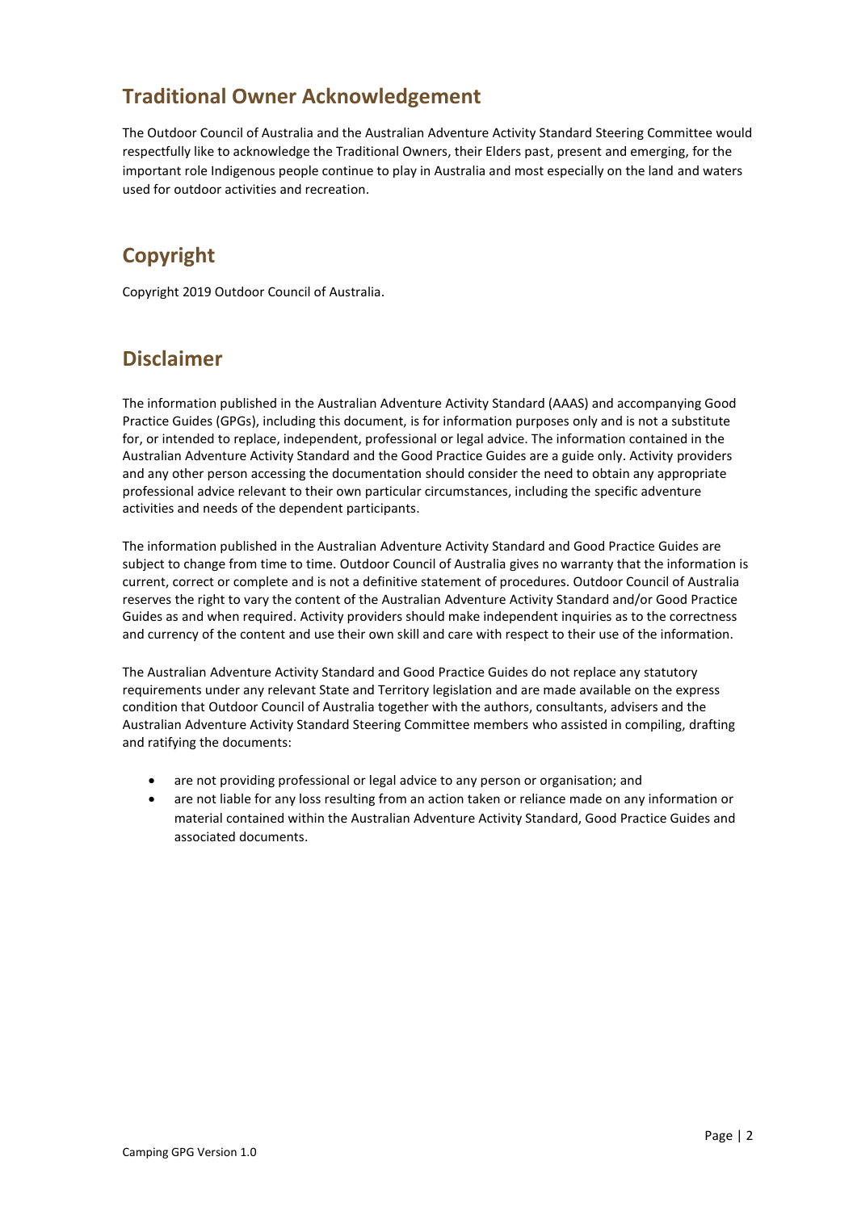## Traditional Owner Acknowledgement

The Outdoor Council of Australia and the Australian Adventure Activity Standard Steering Committee would respectfully like to acknowledge the Traditional Owners, their Elders past, present and emerging, for the important role Indigenous people continue to play in Australia and most especially on the land and waters used for outdoor activities and recreation.

## Copyright

Copyright 2019 Outdoor Council of Australia.

## Disclaimer

The information published in the Australian Adventure Activity Standard (AAAS) and accompanying Good Practice Guides (GPGs), including this document, is for information purposes only and is not a substitute for, or intended to replace, independent, professional or legal advice. The information contained in the Australian Adventure Activity Standard and the Good Practice Guides are a guide only. Activity providers and any other person accessing the documentation should consider the need to obtain any appropriate professional advice relevant to their own particular circumstances, including the specific adventure activities and needs of the dependent participants.

The information published in the Australian Adventure Activity Standard and Good Practice Guides are subject to change from time to time. Outdoor Council of Australia gives no warranty that the information is current, correct or complete and is not a definitive statement of procedures. Outdoor Council of Australia reserves the right to vary the content of the Australian Adventure Activity Standard and/or Good Practice Guides as and when required. Activity providers should make independent inquiries as to the correctness and currency of the content and use their own skill and care with respect to their use of the information.

The Australian Adventure Activity Standard and Good Practice Guides do not replace any statutory requirements under any relevant State and Territory legislation and are made available on the express condition that Outdoor Council of Australia together with the authors, consultants, advisers and the Australian Adventure Activity Standard Steering Committee members who assisted in compiling, drafting and ratifying the documents:

- are not providing professional or legal advice to any person or organisation; and
- are not liable for any loss resulting from an action taken or reliance made on any information or material contained within the Australian Adventure Activity Standard, Good Practice Guides and associated documents.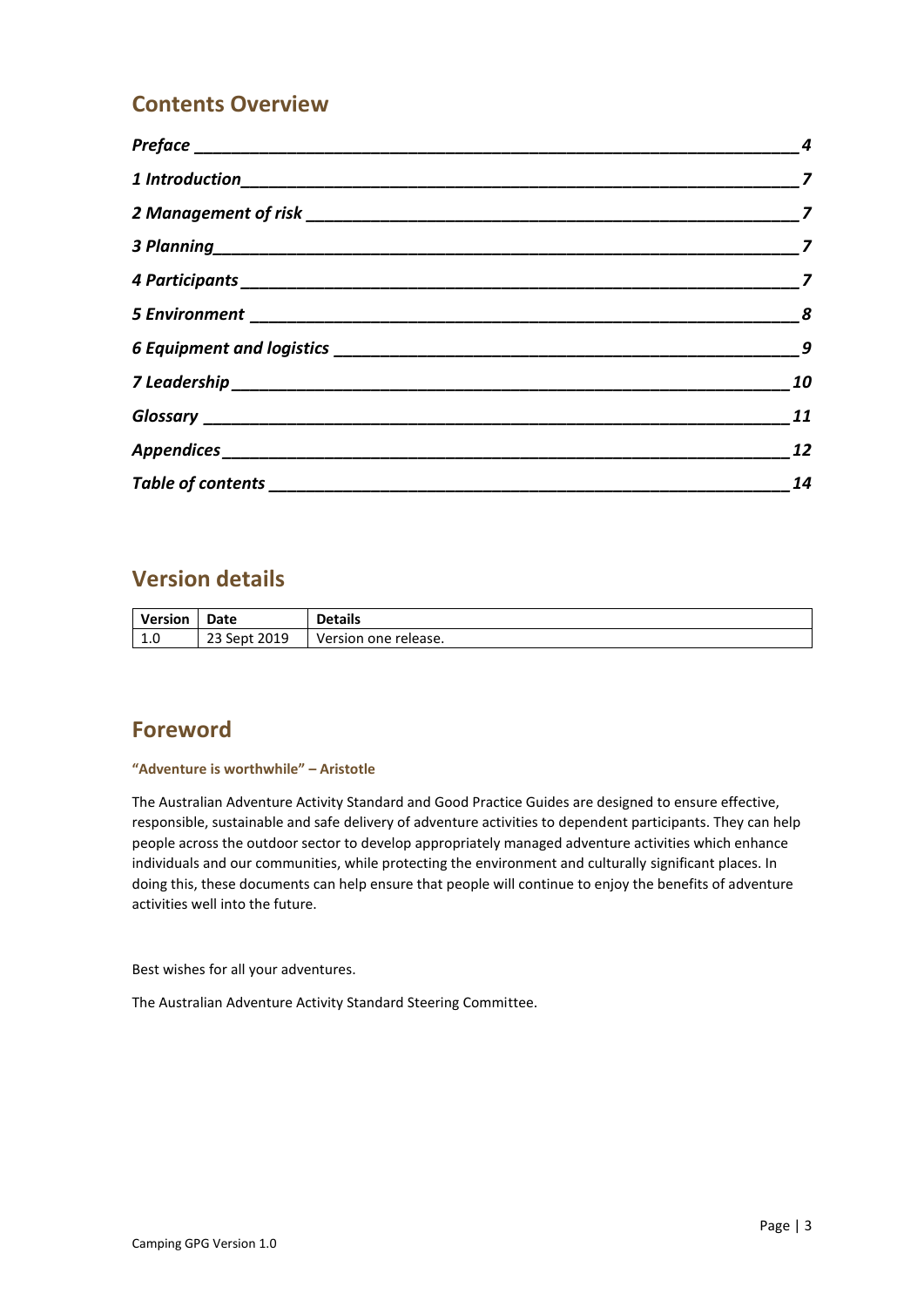## Contents Overview

| | |
|---|---|
| ***Preface*** | ***4*** |
| ***1 Introduction*** | ***7*** |
| ***2 Management of risk*** | ***7*** |
| ***3 Planning*** | ***7*** |
| ***4 Participants*** | ***7*** |
| ***5 Environment*** | ***8*** |
| ***6 Equipment and logistics*** | ***9*** |
| ***7 Leadership*** | ***10*** |
| ***Glossary*** | ***11*** |
| ***Appendices*** | ***12*** |
| ***Table of contents*** | ***14*** |

## Version details

| Version | Date | Details |
|---|---|---|
| 1.0 | 23 Sept 2019 | Version one release. |

## Foreword

#### "Adventure is worthwhile" – Aristotle

The Australian Adventure Activity Standard and Good Practice Guides are designed to ensure effective, responsible, sustainable and safe delivery of adventure activities to dependent participants. They can help people across the outdoor sector to develop appropriately managed adventure activities which enhance individuals and our communities, while protecting the environment and culturally significant places. In doing this, these documents can help ensure that people will continue to enjoy the benefits of adventure activities well into the future.

Best wishes for all your adventures.

The Australian Adventure Activity Standard Steering Committee.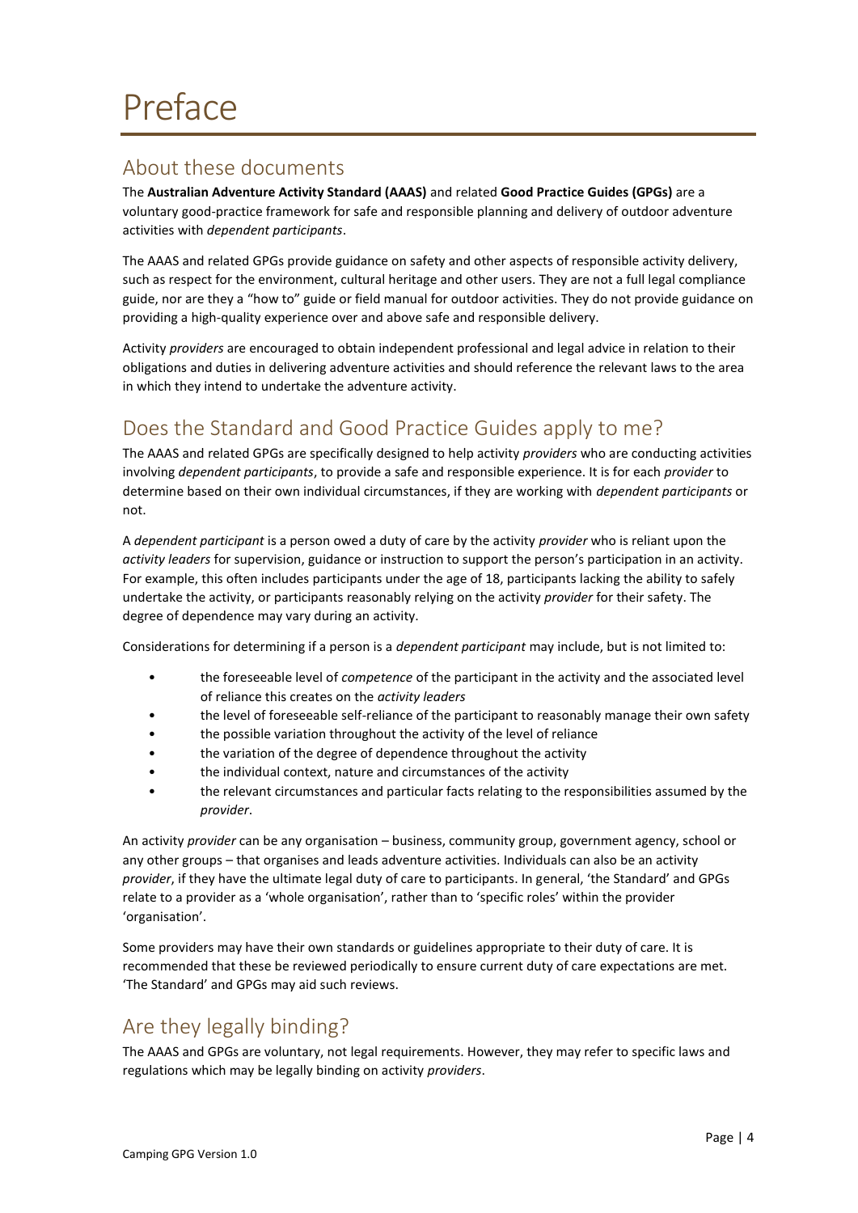# Preface

## About these documents

The **Australian Adventure Activity Standard (AAAS)** and related **Good Practice Guides (GPGs)** are a voluntary good-practice framework for safe and responsible planning and delivery of outdoor adventure activities with *dependent participants*.

The AAAS and related GPGs provide guidance on safety and other aspects of responsible activity delivery, such as respect for the environment, cultural heritage and other users. They are not a full legal compliance guide, nor are they a "how to" guide or field manual for outdoor activities. They do not provide guidance on providing a high-quality experience over and above safe and responsible delivery.

Activity *providers* are encouraged to obtain independent professional and legal advice in relation to their obligations and duties in delivering adventure activities and should reference the relevant laws to the area in which they intend to undertake the adventure activity.

## Does the Standard and Good Practice Guides apply to me?

The AAAS and related GPGs are specifically designed to help activity *providers* who are conducting activities involving *dependent participants*, to provide a safe and responsible experience. It is for each *provider* to determine based on their own individual circumstances, if they are working with *dependent participants* or not.

A *dependent participant* is a person owed a duty of care by the activity *provider* who is reliant upon the *activity leaders* for supervision, guidance or instruction to support the person's participation in an activity. For example, this often includes participants under the age of 18, participants lacking the ability to safely undertake the activity, or participants reasonably relying on the activity *provider* for their safety. The degree of dependence may vary during an activity.

Considerations for determining if a person is a *dependent participant* may include, but is not limited to:

- the foreseeable level of *competence* of the participant in the activity and the associated level of reliance this creates on the *activity leaders*
- the level of foreseeable self-reliance of the participant to reasonably manage their own safety
- the possible variation throughout the activity of the level of reliance
- the variation of the degree of dependence throughout the activity
- the individual context, nature and circumstances of the activity
- the relevant circumstances and particular facts relating to the responsibilities assumed by the *provider*.

An activity *provider* can be any organisation – business, community group, government agency, school or any other groups – that organises and leads adventure activities. Individuals can also be an activity *provider*, if they have the ultimate legal duty of care to participants. In general, 'the Standard' and GPGs relate to a provider as a 'whole organisation', rather than to 'specific roles' within the provider 'organisation'.

Some providers may have their own standards or guidelines appropriate to their duty of care. It is recommended that these be reviewed periodically to ensure current duty of care expectations are met. 'The Standard' and GPGs may aid such reviews.

## Are they legally binding?

The AAAS and GPGs are voluntary, not legal requirements. However, they may refer to specific laws and regulations which may be legally binding on activity *providers*.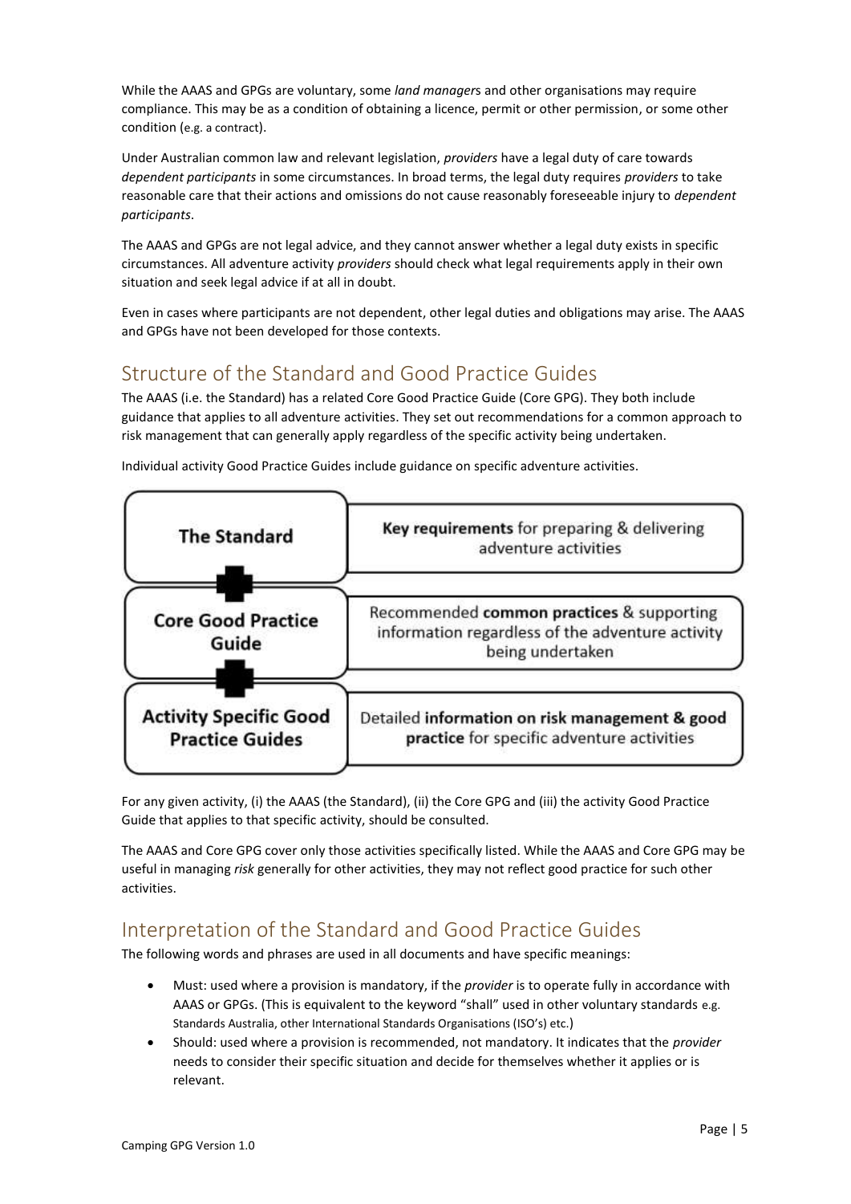While the AAAS and GPGs are voluntary, some *land managers* and other organisations may require compliance. This may be as a condition of obtaining a licence, permit or other permission, or some other condition (e.g. a contract).

Under Australian common law and relevant legislation, *providers* have a legal duty of care towards *dependent participants* in some circumstances. In broad terms, the legal duty requires *providers* to take reasonable care that their actions and omissions do not cause reasonably foreseeable injury to *dependent participants*.

The AAAS and GPGs are not legal advice, and they cannot answer whether a legal duty exists in specific circumstances. All adventure activity *providers* should check what legal requirements apply in their own situation and seek legal advice if at all in doubt.

Even in cases where participants are not dependent, other legal duties and obligations may arise. The AAAS and GPGs have not been developed for those contexts.

## Structure of the Standard and Good Practice Guides

The AAAS (i.e. the Standard) has a related Core Good Practice Guide (Core GPG). They both include guidance that applies to all adventure activities. They set out recommendations for a common approach to risk management that can generally apply regardless of the specific activity being undertaken.

Individual activity Good Practice Guides include guidance on specific adventure activities.

| | |
|---|---|
| **The Standard** | **Key requirements** for preparing & delivering adventure activities |
| **Core Good Practice Guide** | Recommended **common practices** & supporting information regardless of the adventure activity being undertaken |
| **Activity Specific Good Practice Guides** | Detailed **information on risk management & good practice** for specific adventure activities |

For any given activity, (i) the AAAS (the Standard), (ii) the Core GPG and (iii) the activity Good Practice Guide that applies to that specific activity, should be consulted.

The AAAS and Core GPG cover only those activities specifically listed. While the AAAS and Core GPG may be useful in managing *risk* generally for other activities, they may not reflect good practice for such other activities.

## Interpretation of the Standard and Good Practice Guides

The following words and phrases are used in all documents and have specific meanings:

- Must: used where a provision is mandatory, if the *provider* is to operate fully in accordance with AAAS or GPGs. (This is equivalent to the keyword "shall" used in other voluntary standards e.g. Standards Australia, other International Standards Organisations (ISO's) etc.)
- Should: used where a provision is recommended, not mandatory. It indicates that the *provider* needs to consider their specific situation and decide for themselves whether it applies or is relevant.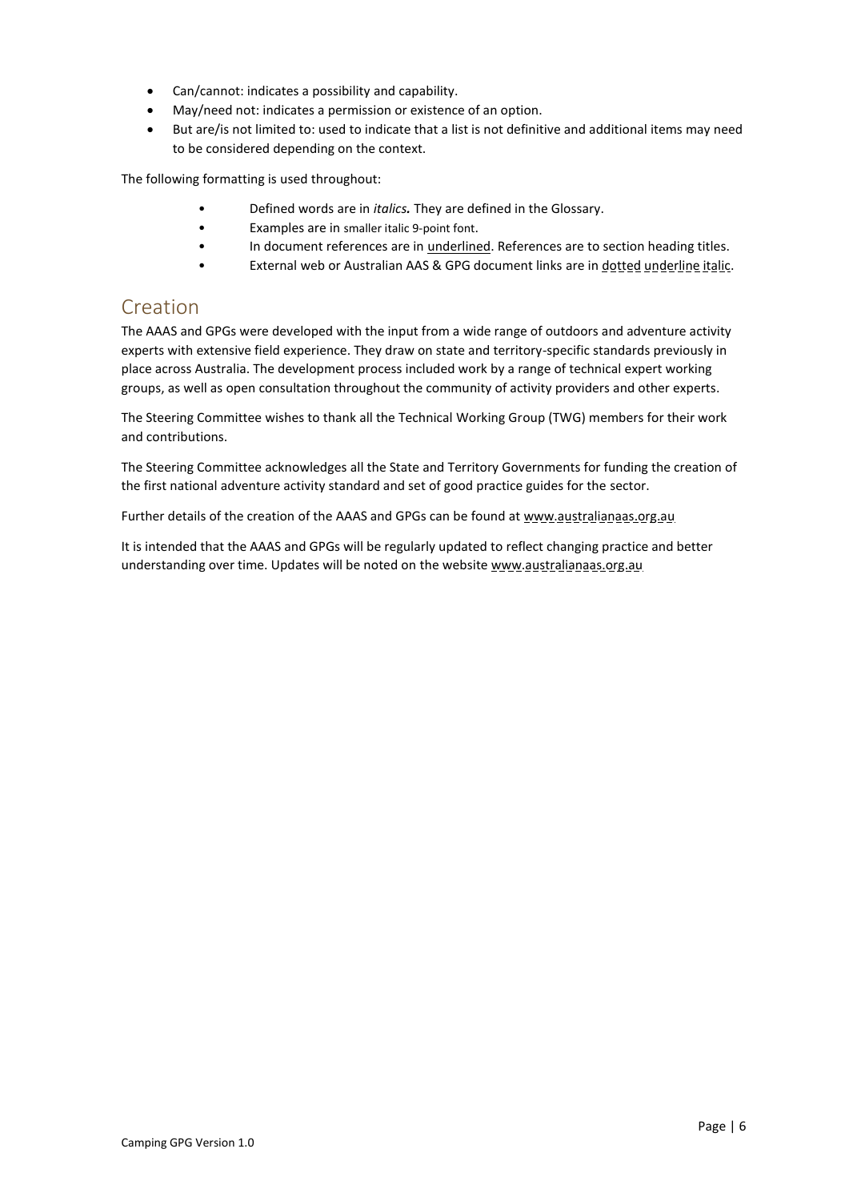- Can/cannot: indicates a possibility and capability.
- May/need not: indicates a permission or existence of an option.
- But are/is not limited to: used to indicate that a list is not definitive and additional items may need to be considered depending on the context.

The following formatting is used throughout:

- Defined words are in *italics.* They are defined in the Glossary.
- Examples are in smaller italic 9-point font.
- In document references are in underlined. References are to section heading titles.
- External web or Australian AAS & GPG document links are in *dotted underline italic*.

## Creation

The AAAS and GPGs were developed with the input from a wide range of outdoors and adventure activity experts with extensive field experience. They draw on state and territory-specific standards previously in place across Australia. The development process included work by a range of technical expert working groups, as well as open consultation throughout the community of activity providers and other experts.

The Steering Committee wishes to thank all the Technical Working Group (TWG) members for their work and contributions.

The Steering Committee acknowledges all the State and Territory Governments for funding the creation of the first national adventure activity standard and set of good practice guides for the sector.

Further details of the creation of the AAAS and GPGs can be found at www.australianaas.org.au

It is intended that the AAAS and GPGs will be regularly updated to reflect changing practice and better understanding over time. Updates will be noted on the website www.australianaas.org.au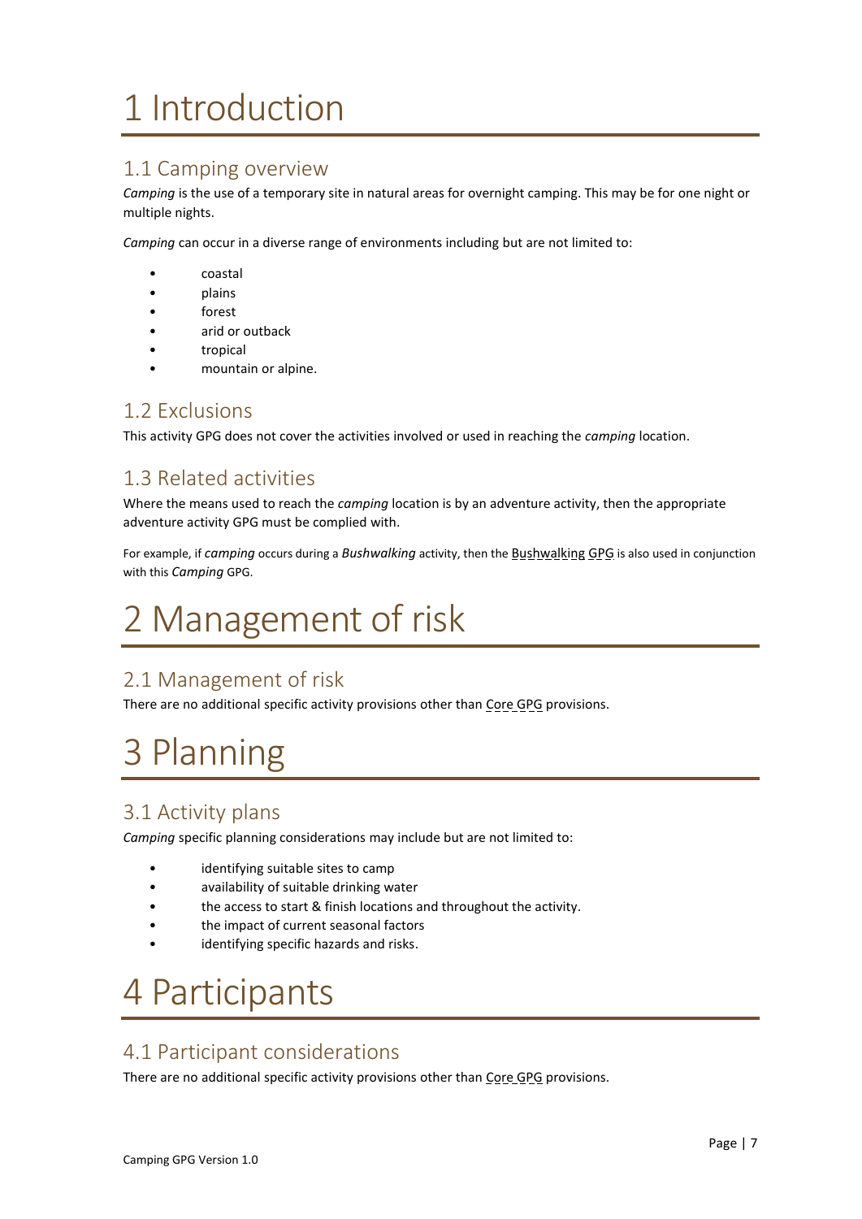# 1 Introduction

## 1.1 Camping overview

*Camping* is the use of a temporary site in natural areas for overnight camping. This may be for one night or multiple nights.

*Camping* can occur in a diverse range of environments including but are not limited to:

- coastal
- plains
- forest
- arid or outback
- tropical
- mountain or alpine.

## 1.2 Exclusions

This activity GPG does not cover the activities involved or used in reaching the *camping* location.

## 1.3 Related activities

Where the means used to reach the *camping* location is by an adventure activity, then the appropriate adventure activity GPG must be complied with.

For example, if *camping* occurs during a *Bushwalking* activity, then the Bushwalking GPG is also used in conjunction with this *Camping* GPG.

# 2 Management of risk

## 2.1 Management of risk

There are no additional specific activity provisions other than Core GPG provisions.

# 3 Planning

## 3.1 Activity plans

*Camping* specific planning considerations may include but are not limited to:

- identifying suitable sites to camp
- availability of suitable drinking water
- the access to start & finish locations and throughout the activity.
- the impact of current seasonal factors
- identifying specific hazards and risks.

# 4 Participants

## 4.1 Participant considerations

There are no additional specific activity provisions other than Core GPG provisions.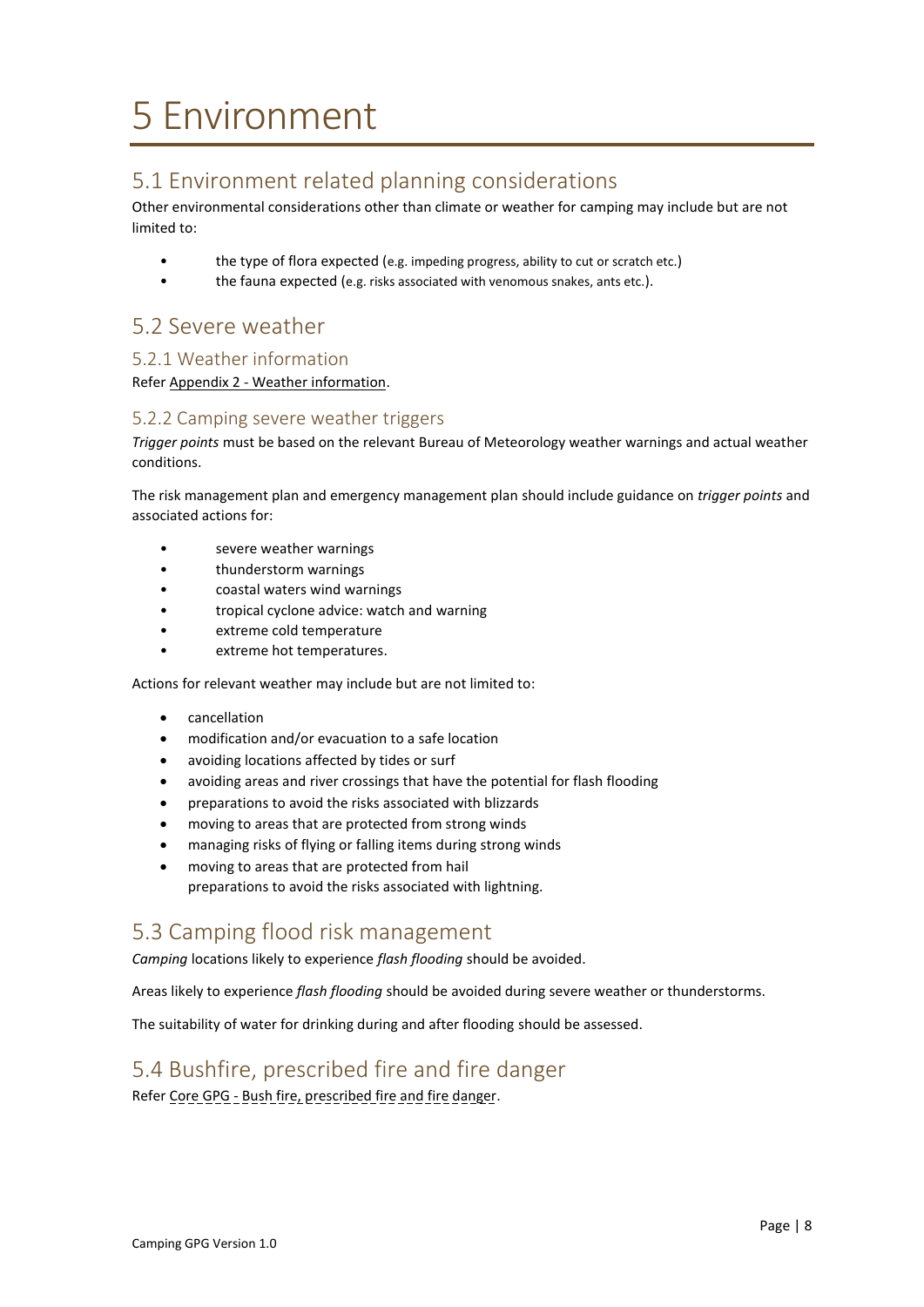# 5 Environment

## 5.1 Environment related planning considerations

Other environmental considerations other than climate or weather for camping may include but are not limited to:

- the type of flora expected (e.g. impeding progress, ability to cut or scratch etc.)
- the fauna expected (e.g. risks associated with venomous snakes, ants etc.).

## 5.2 Severe weather

### 5.2.1 Weather information

Refer Appendix 2 - Weather information.

### 5.2.2 Camping severe weather triggers

*Trigger points* must be based on the relevant Bureau of Meteorology weather warnings and actual weather conditions.

The risk management plan and emergency management plan should include guidance on *trigger points* and associated actions for:

- severe weather warnings
- thunderstorm warnings
- coastal waters wind warnings
- tropical cyclone advice: watch and warning
- extreme cold temperature
- extreme hot temperatures.

Actions for relevant weather may include but are not limited to:

- cancellation
- modification and/or evacuation to a safe location
- avoiding locations affected by tides or surf
- avoiding areas and river crossings that have the potential for flash flooding
- preparations to avoid the risks associated with blizzards
- moving to areas that are protected from strong winds
- managing risks of flying or falling items during strong winds
- moving to areas that are protected from hail
  preparations to avoid the risks associated with lightning.

## 5.3 Camping flood risk management

*Camping* locations likely to experience *flash flooding* should be avoided.

Areas likely to experience *flash flooding* should be avoided during severe weather or thunderstorms.

The suitability of water for drinking during and after flooding should be assessed.

## 5.4 Bushfire, prescribed fire and fire danger

Refer Core GPG - Bush fire, prescribed fire and fire danger.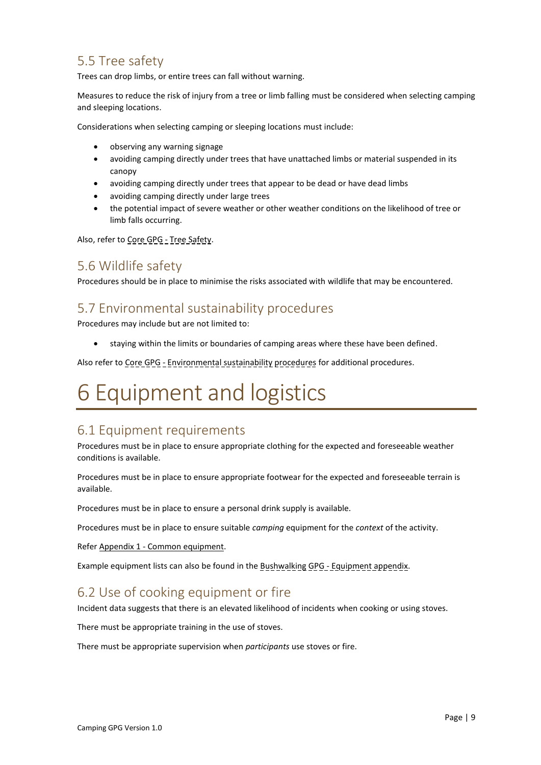## 5.5 Tree safety

Trees can drop limbs, or entire trees can fall without warning.

Measures to reduce the risk of injury from a tree or limb falling must be considered when selecting camping and sleeping locations.

Considerations when selecting camping or sleeping locations must include:

- observing any warning signage
- avoiding camping directly under trees that have unattached limbs or material suspended in its canopy
- avoiding camping directly under trees that appear to be dead or have dead limbs
- avoiding camping directly under large trees
- the potential impact of severe weather or other weather conditions on the likelihood of tree or limb falls occurring.

Also, refer to Core GPG - Tree Safety.

## 5.6 Wildlife safety

Procedures should be in place to minimise the risks associated with wildlife that may be encountered.

## 5.7 Environmental sustainability procedures

Procedures may include but are not limited to:

- staying within the limits or boundaries of camping areas where these have been defined.

Also refer to Core GPG - Environmental sustainability procedures for additional procedures.

# 6 Equipment and logistics

## 6.1 Equipment requirements

Procedures must be in place to ensure appropriate clothing for the expected and foreseeable weather conditions is available.

Procedures must be in place to ensure appropriate footwear for the expected and foreseeable terrain is available.

Procedures must be in place to ensure a personal drink supply is available.

Procedures must be in place to ensure suitable *camping* equipment for the *context* of the activity.

Refer Appendix 1 - Common equipment.

Example equipment lists can also be found in the Bushwalking GPG - Equipment appendix.

## 6.2 Use of cooking equipment or fire

Incident data suggests that there is an elevated likelihood of incidents when cooking or using stoves.

There must be appropriate training in the use of stoves.

There must be appropriate supervision when *participants* use stoves or fire.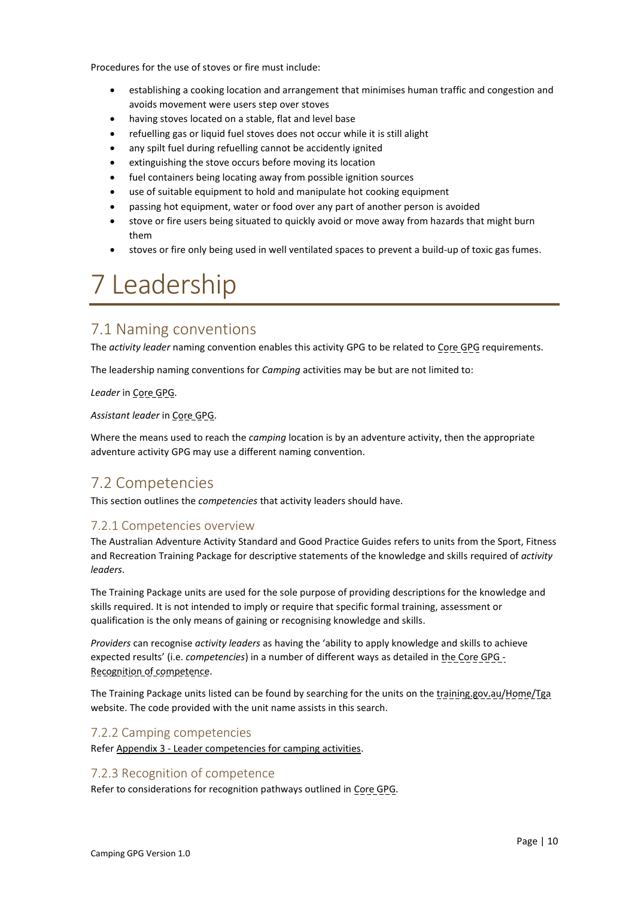Procedures for the use of stoves or fire must include:

- establishing a cooking location and arrangement that minimises human traffic and congestion and avoids movement were users step over stoves
- having stoves located on a stable, flat and level base
- refuelling gas or liquid fuel stoves does not occur while it is still alight
- any spilt fuel during refuelling cannot be accidently ignited
- extinguishing the stove occurs before moving its location
- fuel containers being locating away from possible ignition sources
- use of suitable equipment to hold and manipulate hot cooking equipment
- passing hot equipment, water or food over any part of another person is avoided
- stove or fire users being situated to quickly avoid or move away from hazards that might burn them
- stoves or fire only being used in well ventilated spaces to prevent a build-up of toxic gas fumes.

# 7 Leadership

## 7.1 Naming conventions

The *activity leader* naming convention enables this activity GPG to be related to Core GPG requirements.

The leadership naming conventions for *Camping* activities may be but are not limited to:

*Leader* in Core GPG.

*Assistant leader* in Core GPG.

Where the means used to reach the *camping* location is by an adventure activity, then the appropriate adventure activity GPG may use a different naming convention.

## 7.2 Competencies

This section outlines the *competencies* that activity leaders should have.

### 7.2.1 Competencies overview

The Australian Adventure Activity Standard and Good Practice Guides refers to units from the Sport, Fitness and Recreation Training Package for descriptive statements of the knowledge and skills required of *activity leaders*.

The Training Package units are used for the sole purpose of providing descriptions for the knowledge and skills required. It is not intended to imply or require that specific formal training, assessment or qualification is the only means of gaining or recognising knowledge and skills.

*Providers* can recognise *activity leaders* as having the 'ability to apply knowledge and skills to achieve expected results' (i.e. *competencies*) in a number of different ways as detailed in the Core GPG - Recognition of competence.

The Training Package units listed can be found by searching for the units on the training.gov.au/Home/Tga website. The code provided with the unit name assists in this search.

### 7.2.2 Camping competencies

Refer Appendix 3 - Leader competencies for camping activities.

### 7.2.3 Recognition of competence

Refer to considerations for recognition pathways outlined in Core GPG.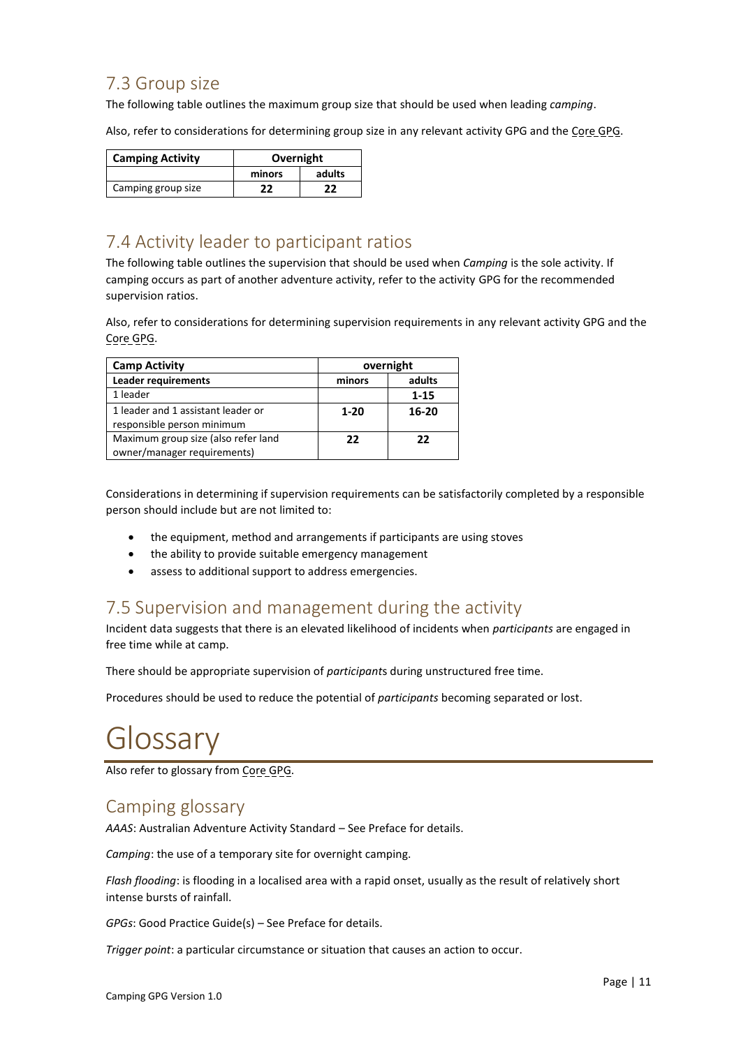## 7.3 Group size

The following table outlines the maximum group size that should be used when leading *camping*.

Also, refer to considerations for determining group size in any relevant activity GPG and the Core GPG.

| Camping Activity | Overnight | |
|---|---|---|
| | minors | adults |
| Camping group size | **22** | **22** |

## 7.4 Activity leader to participant ratios

The following table outlines the supervision that should be used when *Camping* is the sole activity. If camping occurs as part of another adventure activity, refer to the activity GPG for the recommended supervision ratios.

Also, refer to considerations for determining supervision requirements in any relevant activity GPG and the Core GPG.

| Camp Activity | overnight | |
|---|---|---|
| **Leader requirements** | **minors** | **adults** |
| 1 leader | | **1-15** |
| 1 leader and 1 assistant leader or responsible person minimum | **1-20** | **16-20** |
| Maximum group size (also refer land owner/manager requirements) | **22** | **22** |

Considerations in determining if supervision requirements can be satisfactorily completed by a responsible person should include but are not limited to:

- the equipment, method and arrangements if participants are using stoves
- the ability to provide suitable emergency management
- assess to additional support to address emergencies.

## 7.5 Supervision and management during the activity

Incident data suggests that there is an elevated likelihood of incidents when *participants* are engaged in free time while at camp.

There should be appropriate supervision of *participant*s during unstructured free time.

Procedures should be used to reduce the potential of *participants* becoming separated or lost.

# Glossary

Also refer to glossary from Core GPG.

## Camping glossary

*AAAS*: Australian Adventure Activity Standard – See Preface for details.

*Camping*: the use of a temporary site for overnight camping.

*Flash flooding*: is flooding in a localised area with a rapid onset, usually as the result of relatively short intense bursts of rainfall.

*GPGs*: Good Practice Guide(s) – See Preface for details.

*Trigger point*: a particular circumstance or situation that causes an action to occur.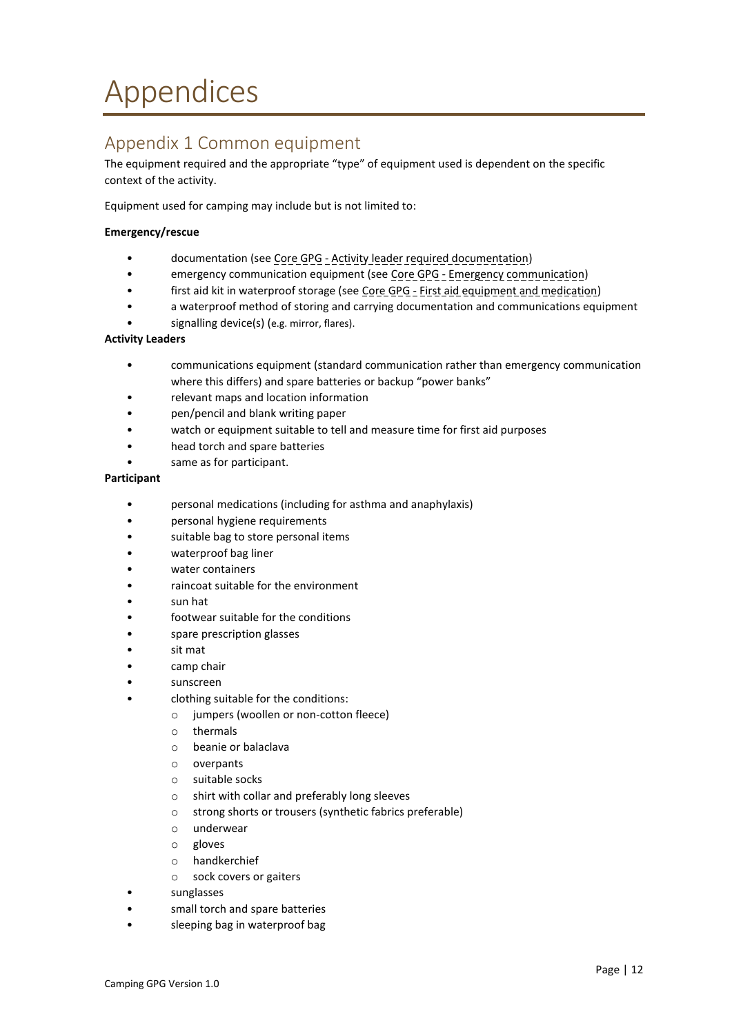# Appendices

## Appendix 1 Common equipment

The equipment required and the appropriate "type" of equipment used is dependent on the specific context of the activity.

Equipment used for camping may include but is not limited to:

**Emergency/rescue**

- documentation (see Core GPG - Activity leader required documentation)
- emergency communication equipment (see Core GPG - Emergency communication)
- first aid kit in waterproof storage (see Core GPG - First aid equipment and medication)
- a waterproof method of storing and carrying documentation and communications equipment
- signalling device(s) (e.g. mirror, flares).

**Activity Leaders**

- communications equipment (standard communication rather than emergency communication where this differs) and spare batteries or backup "power banks"
- relevant maps and location information
- pen/pencil and blank writing paper
- watch or equipment suitable to tell and measure time for first aid purposes
- head torch and spare batteries
- same as for participant.

**Participant**

- personal medications (including for asthma and anaphylaxis)
- personal hygiene requirements
- suitable bag to store personal items
- waterproof bag liner
- water containers
- raincoat suitable for the environment
- sun hat
- footwear suitable for the conditions
- spare prescription glasses
- sit mat
- camp chair
- sunscreen
- clothing suitable for the conditions:
  - jumpers (woollen or non-cotton fleece)
  - thermals
  - beanie or balaclava
  - overpants
  - suitable socks
  - shirt with collar and preferably long sleeves
  - strong shorts or trousers (synthetic fabrics preferable)
  - underwear
  - gloves
  - handkerchief
  - sock covers or gaiters
- sunglasses
- small torch and spare batteries
- sleeping bag in waterproof bag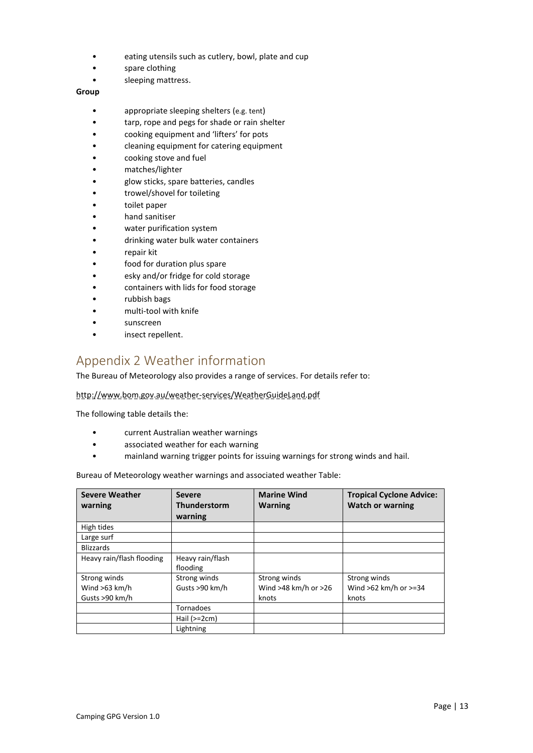- eating utensils such as cutlery, bowl, plate and cup
- spare clothing
- sleeping mattress.

**Group**

- appropriate sleeping shelters (e.g. tent)
- tarp, rope and pegs for shade or rain shelter
- cooking equipment and 'lifters' for pots
- cleaning equipment for catering equipment
- cooking stove and fuel
- matches/lighter
- glow sticks, spare batteries, candles
- trowel/shovel for toileting
- toilet paper
- hand sanitiser
- water purification system
- drinking water bulk water containers
- repair kit
- food for duration plus spare
- esky and/or fridge for cold storage
- containers with lids for food storage
- rubbish bags
- multi-tool with knife
- sunscreen
- insect repellent.

# Appendix 2 Weather information

The Bureau of Meteorology also provides a range of services. For details refer to:

http://www.bom.gov.au/weather-services/WeatherGuideLand.pdf

The following table details the:

- current Australian weather warnings
- associated weather for each warning
- mainland warning trigger points for issuing warnings for strong winds and hail.

Bureau of Meteorology weather warnings and associated weather Table:

| Severe Weather warning | Severe Thunderstorm warning | Marine Wind Warning | Tropical Cyclone Advice: Watch or warning |
|---|---|---|---|
| High tides | | | |
| Large surf | | | |
| Blizzards | | | |
| Heavy rain/flash flooding | Heavy rain/flash flooding | | |
| Strong winds<br>Wind >63 km/h<br>Gusts >90 km/h | Strong winds<br>Gusts >90 km/h | Strong winds<br>Wind >48 km/h or >26 knots | Strong winds<br>Wind >62 km/h or >=34 knots |
| | Tornadoes | | |
| | Hail (>=2cm) | | |
| | Lightning | | |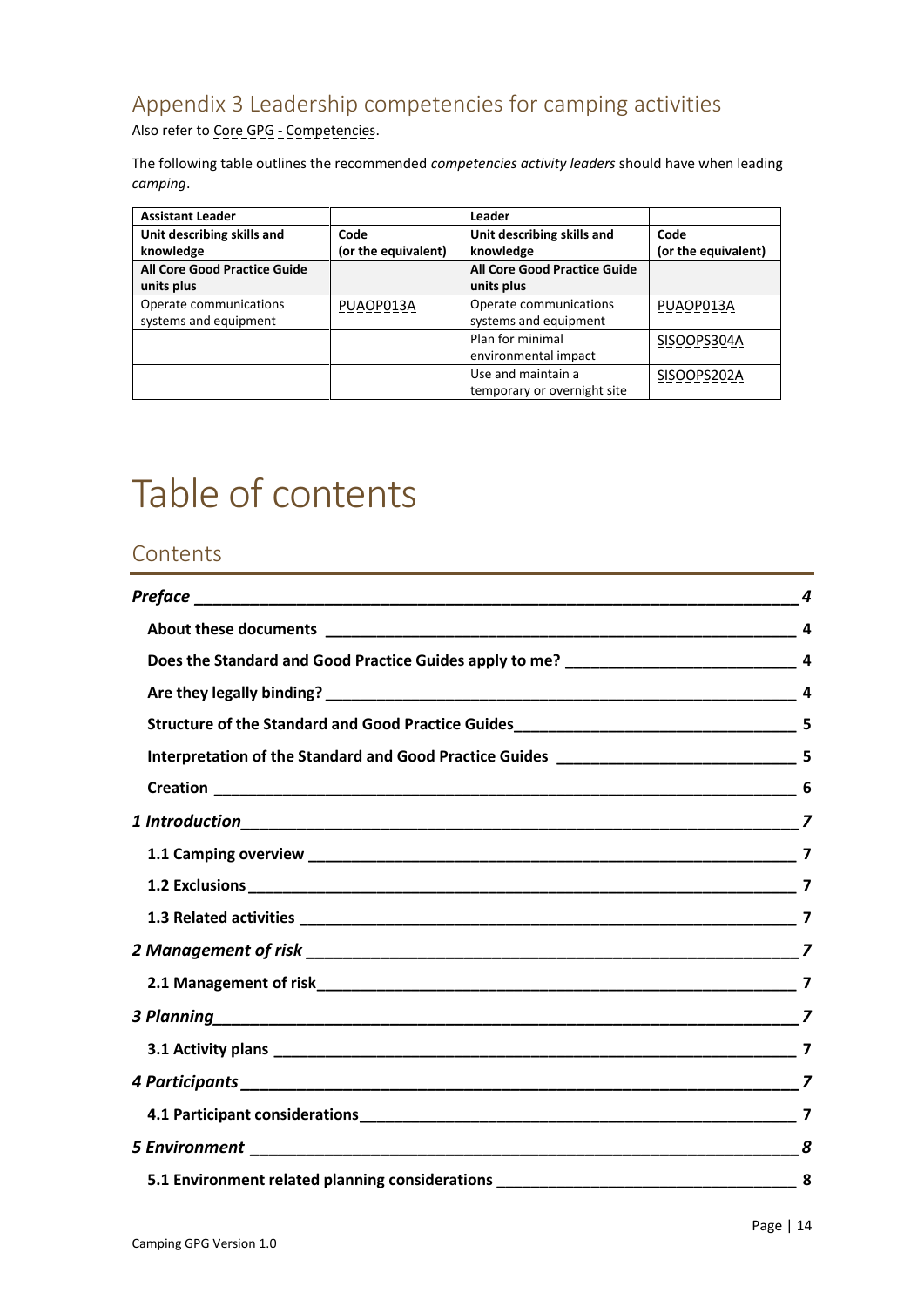## Appendix 3 Leadership competencies for camping activities

Also refer to Core GPG - Competencies.

The following table outlines the recommended *competencies activity leaders* should have when leading *camping*.

| **Assistant Leader** | | **Leader** | |
|---|---|---|---|
| **Unit describing skills and knowledge** | **Code (or the equivalent)** | **Unit describing skills and knowledge** | **Code (or the equivalent)** |
| **All Core Good Practice Guide units plus** | | **All Core Good Practice Guide units plus** | |
| Operate communications systems and equipment | PUAOP013A | Operate communications systems and equipment | PUAOP013A |
| | | Plan for minimal environmental impact | SISOOPS304A |
| | | Use and maintain a temporary or overnight site | SISOOPS202A |

# Table of contents

## Contents

*Preface* ____ 4

- About these documents ____ 4
- Does the Standard and Good Practice Guides apply to me? ____ 4
- Are they legally binding? ____ 4
- Structure of the Standard and Good Practice Guides ____ 5
- Interpretation of the Standard and Good Practice Guides ____ 5
- Creation ____ 6

*1 Introduction* ____ 7

- 1.1 Camping overview ____ 7
- 1.2 Exclusions ____ 7
- 1.3 Related activities ____ 7

*2 Management of risk* ____ 7

- 2.1 Management of risk ____ 7

*3 Planning* ____ 7

- 3.1 Activity plans ____ 7

*4 Participants* ____ 7

- 4.1 Participant considerations ____ 7

*5 Environment* ____ 8

- 5.1 Environment related planning considerations ____ 8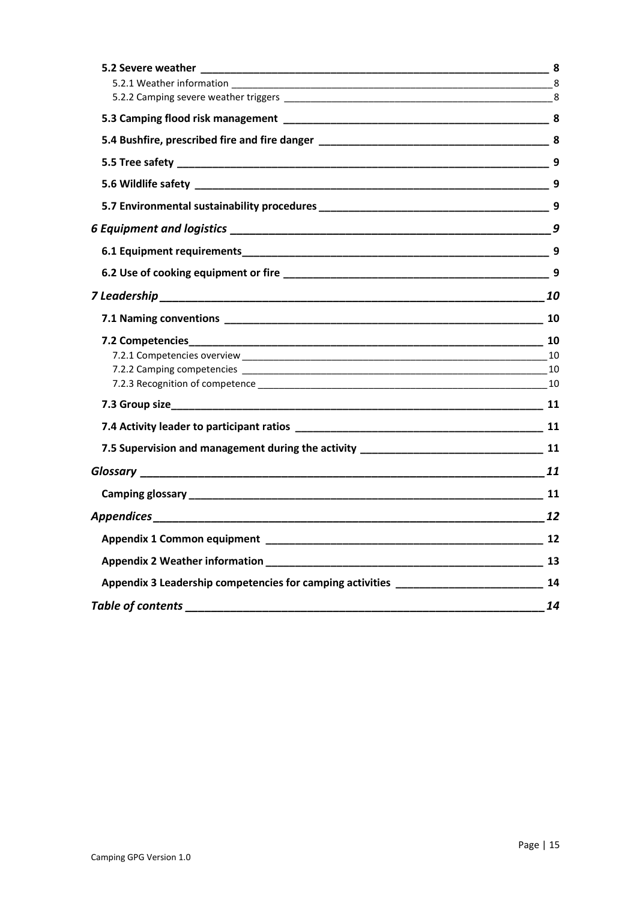**5.2 Severe weather** _____ 8

5.2.1 Weather information _____ 8

5.2.2 Camping severe weather triggers _____ 8

**5.3 Camping flood risk management** _____ 8

**5.4 Bushfire, prescribed fire and fire danger** _____ 8

**5.5 Tree safety** _____ 9

**5.6 Wildlife safety** _____ 9

**5.7 Environmental sustainability procedures** _____ 9

***6 Equipment and logistics*** _____ *9*

**6.1 Equipment requirements** _____ 9

**6.2 Use of cooking equipment or fire** _____ 9

***7 Leadership*** _____ *10*

**7.1 Naming conventions** _____ 10

**7.2 Competencies** _____ 10

7.2.1 Competencies overview _____ 10

7.2.2 Camping competencies _____ 10

7.2.3 Recognition of competence _____ 10

**7.3 Group size** _____ 11

**7.4 Activity leader to participant ratios** _____ 11

**7.5 Supervision and management during the activity** _____ 11

***Glossary*** _____ *11*

**Camping glossary** _____ 11

***Appendices*** _____ *12*

**Appendix 1 Common equipment** _____ 12

**Appendix 2 Weather information** _____ 13

**Appendix 3 Leadership competencies for camping activities** _____ 14

***Table of contents*** _____ *14*

Camping GPG Version 1.0